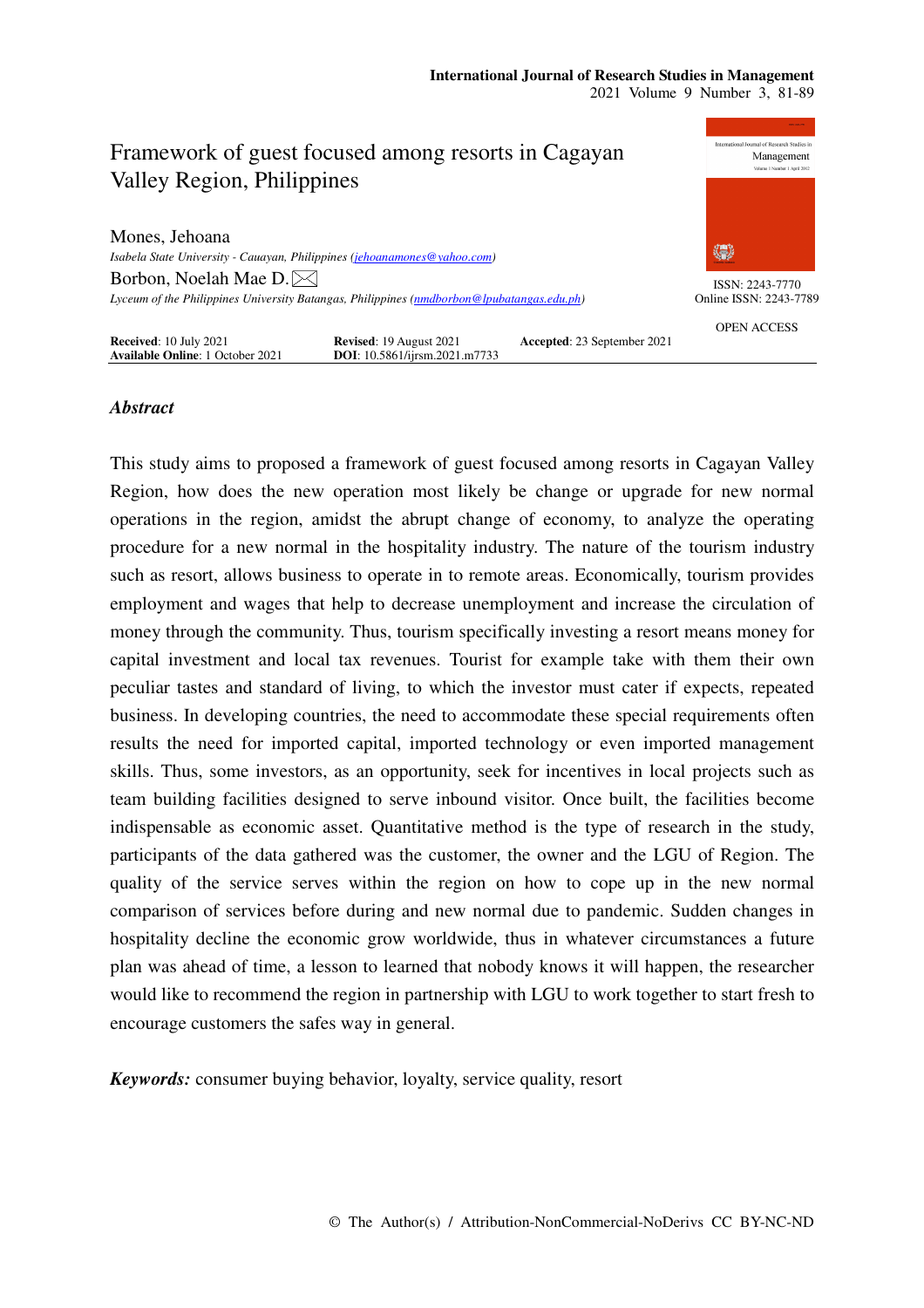# Framework of guest focused among resorts in Cagayan Valley Region, Philippines

Mones, Jehoana

*Isabela State University - Cauayan, Philippines (jehoanamones@yahoo.com)*

Borbon, Noelah Mae D.

*Lyceum of the Philippines University Batangas, Philippines (nmdborbon@lpubatangas.edu.ph)*

ISSN: 2243-7770
Online ISSN: 2243-7789

OPEN ACCESS

**Received**: 10 July 2021 **Revised**: 19 August 2021 **Accepted**: 23 September 2021
**Available Online**: 1 October 2021 **DOI**: 10.5861/ijrsm.2021.m7733

## *Abstract*

This study aims to proposed a framework of guest focused among resorts in Cagayan Valley Region, how does the new operation most likely be change or upgrade for new normal operations in the region, amidst the abrupt change of economy, to analyze the operating procedure for a new normal in the hospitality industry. The nature of the tourism industry such as resort, allows business to operate in to remote areas. Economically, tourism provides employment and wages that help to decrease unemployment and increase the circulation of money through the community. Thus, tourism specifically investing a resort means money for capital investment and local tax revenues. Tourist for example take with them their own peculiar tastes and standard of living, to which the investor must cater if expects, repeated business. In developing countries, the need to accommodate these special requirements often results the need for imported capital, imported technology or even imported management skills. Thus, some investors, as an opportunity, seek for incentives in local projects such as team building facilities designed to serve inbound visitor. Once built, the facilities become indispensable as economic asset. Quantitative method is the type of research in the study, participants of the data gathered was the customer, the owner and the LGU of Region. The quality of the service serves within the region on how to cope up in the new normal comparison of services before during and new normal due to pandemic. Sudden changes in hospitality decline the economic grow worldwide, thus in whatever circumstances a future plan was ahead of time, a lesson to learned that nobody knows it will happen, the researcher would like to recommend the region in partnership with LGU to work together to start fresh to encourage customers the safes way in general.

***Keywords:*** consumer buying behavior, loyalty, service quality, resort

© The Author(s) / Attribution-NonCommercial-NoDerivs CC BY-NC-ND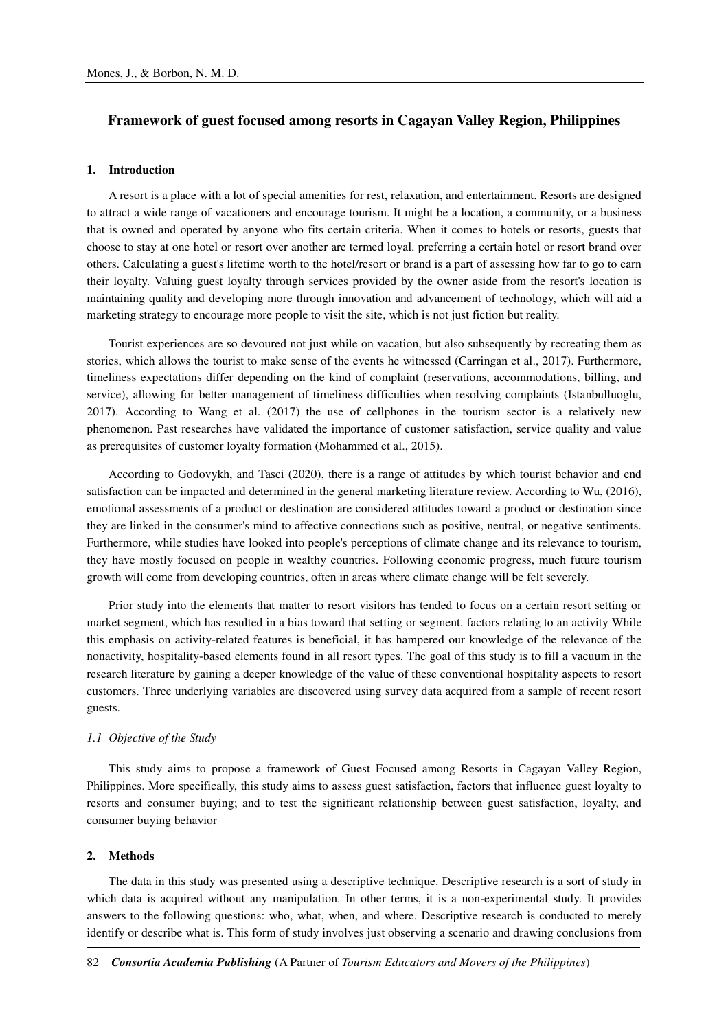## Framework of guest focused among resorts in Cagayan Valley Region, Philippines

### 1. Introduction

A resort is a place with a lot of special amenities for rest, relaxation, and entertainment. Resorts are designed to attract a wide range of vacationers and encourage tourism. It might be a location, a community, or a business that is owned and operated by anyone who fits certain criteria. When it comes to hotels or resorts, guests that choose to stay at one hotel or resort over another are termed loyal. preferring a certain hotel or resort brand over others. Calculating a guest's lifetime worth to the hotel/resort or brand is a part of assessing how far to go to earn their loyalty. Valuing guest loyalty through services provided by the owner aside from the resort's location is maintaining quality and developing more through innovation and advancement of technology, which will aid a marketing strategy to encourage more people to visit the site, which is not just fiction but reality.

Tourist experiences are so devoured not just while on vacation, but also subsequently by recreating them as stories, which allows the tourist to make sense of the events he witnessed (Carringan et al., 2017). Furthermore, timeliness expectations differ depending on the kind of complaint (reservations, accommodations, billing, and service), allowing for better management of timeliness difficulties when resolving complaints (Istanbulluoglu, 2017). According to Wang et al. (2017) the use of cellphones in the tourism sector is a relatively new phenomenon. Past researches have validated the importance of customer satisfaction, service quality and value as prerequisites of customer loyalty formation (Mohammed et al., 2015).

According to Godovykh, and Tasci (2020), there is a range of attitudes by which tourist behavior and end satisfaction can be impacted and determined in the general marketing literature review. According to Wu, (2016), emotional assessments of a product or destination are considered attitudes toward a product or destination since they are linked in the consumer's mind to affective connections such as positive, neutral, or negative sentiments. Furthermore, while studies have looked into people's perceptions of climate change and its relevance to tourism, they have mostly focused on people in wealthy countries. Following economic progress, much future tourism growth will come from developing countries, often in areas where climate change will be felt severely.

Prior study into the elements that matter to resort visitors has tended to focus on a certain resort setting or market segment, which has resulted in a bias toward that setting or segment. factors relating to an activity While this emphasis on activity-related features is beneficial, it has hampered our knowledge of the relevance of the nonactivity, hospitality-based elements found in all resort types. The goal of this study is to fill a vacuum in the research literature by gaining a deeper knowledge of the value of these conventional hospitality aspects to resort customers. Three underlying variables are discovered using survey data acquired from a sample of recent resort guests.

#### *1.1 Objective of the Study*

This study aims to propose a framework of Guest Focused among Resorts in Cagayan Valley Region, Philippines. More specifically, this study aims to assess guest satisfaction, factors that influence guest loyalty to resorts and consumer buying; and to test the significant relationship between guest satisfaction, loyalty, and consumer buying behavior

### 2. Methods

The data in this study was presented using a descriptive technique. Descriptive research is a sort of study in which data is acquired without any manipulation. In other terms, it is a non-experimental study. It provides answers to the following questions: who, what, when, and where. Descriptive research is conducted to merely identify or describe what is. This form of study involves just observing a scenario and drawing conclusions from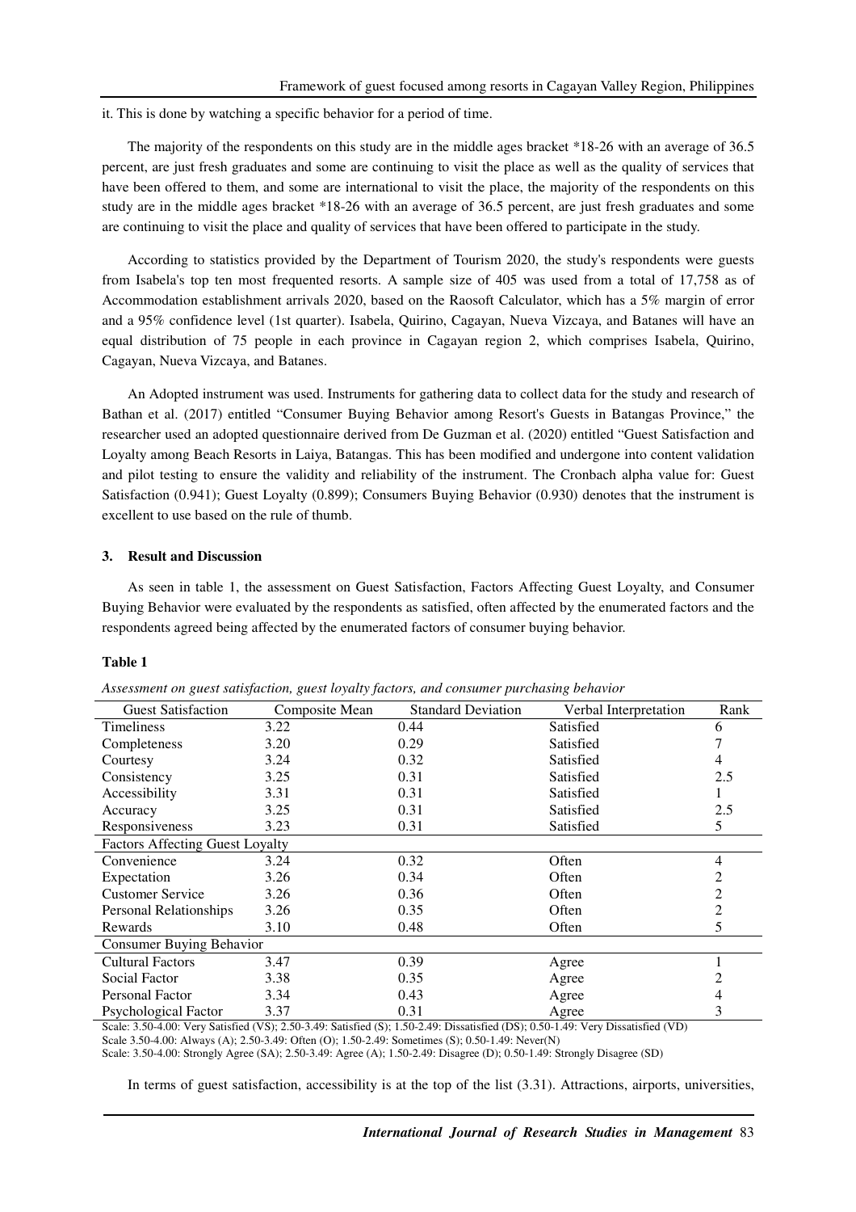it. This is done by watching a specific behavior for a period of time.

The majority of the respondents on this study are in the middle ages bracket *18-26 with an average of 36.5 percent, are just fresh graduates and some are continuing to visit the place as well as the quality of services that have been offered to them, and some are international to visit the place, the majority of the respondents on this study are in the middle ages bracket *18-26 with an average of 36.5 percent, are just fresh graduates and some are continuing to visit the place and quality of services that have been offered to participate in the study.

According to statistics provided by the Department of Tourism 2020, the study's respondents were guests from Isabela's top ten most frequented resorts. A sample size of 405 was used from a total of 17,758 as of Accommodation establishment arrivals 2020, based on the Raosoft Calculator, which has a 5% margin of error and a 95% confidence level (1st quarter). Isabela, Quirino, Cagayan, Nueva Vizcaya, and Batanes will have an equal distribution of 75 people in each province in Cagayan region 2, which comprises Isabela, Quirino, Cagayan, Nueva Vizcaya, and Batanes.

An Adopted instrument was used. Instruments for gathering data to collect data for the study and research of Bathan et al. (2017) entitled "Consumer Buying Behavior among Resort's Guests in Batangas Province," the researcher used an adopted questionnaire derived from De Guzman et al. (2020) entitled "Guest Satisfaction and Loyalty among Beach Resorts in Laiya, Batangas. This has been modified and undergone into content validation and pilot testing to ensure the validity and reliability of the instrument. The Cronbach alpha value for: Guest Satisfaction (0.941); Guest Loyalty (0.899); Consumers Buying Behavior (0.930) denotes that the instrument is excellent to use based on the rule of thumb.

## 3. Result and Discussion

As seen in table 1, the assessment on Guest Satisfaction, Factors Affecting Guest Loyalty, and Consumer Buying Behavior were evaluated by the respondents as satisfied, often affected by the enumerated factors and the respondents agreed being affected by the enumerated factors of consumer buying behavior.

**Table 1**

*Assessment on guest satisfaction, guest loyalty factors, and consumer purchasing behavior*

| Guest Satisfaction | Composite Mean | Standard Deviation | Verbal Interpretation | Rank |
|---|---|---|---|---|
| Timeliness | 3.22 | 0.44 | Satisfied | 6 |
| Completeness | 3.20 | 0.29 | Satisfied | 7 |
| Courtesy | 3.24 | 0.32 | Satisfied | 4 |
| Consistency | 3.25 | 0.31 | Satisfied | 2.5 |
| Accessibility | 3.31 | 0.31 | Satisfied | 1 |
| Accuracy | 3.25 | 0.31 | Satisfied | 2.5 |
| Responsiveness | 3.23 | 0.31 | Satisfied | 5 |
| **Factors Affecting Guest Loyalty** | | | | |
| Convenience | 3.24 | 0.32 | Often | 4 |
| Expectation | 3.26 | 0.34 | Often | 2 |
| Customer Service | 3.26 | 0.36 | Often | 2 |
| Personal Relationships | 3.26 | 0.35 | Often | 2 |
| Rewards | 3.10 | 0.48 | Often | 5 |
| **Consumer Buying Behavior** | | | | |
| Cultural Factors | 3.47 | 0.39 | Agree | 1 |
| Social Factor | 3.38 | 0.35 | Agree | 2 |
| Personal Factor | 3.34 | 0.43 | Agree | 4 |
| Psychological Factor | 3.37 | 0.31 | Agree | 3 |

Scale: 3.50-4.00: Very Satisfied (VS); 2.50-3.49: Satisfied (S); 1.50-2.49: Dissatisfied (DS); 0.50-1.49: Very Dissatisfied (VD)
Scale 3.50-4.00: Always (A); 2.50-3.49: Often (O); 1.50-2.49: Sometimes (S); 0.50-1.49: Never(N)
Scale: 3.50-4.00: Strongly Agree (SA); 2.50-3.49: Agree (A); 1.50-2.49: Disagree (D); 0.50-1.49: Strongly Disagree (SD)

In terms of guest satisfaction, accessibility is at the top of the list (3.31). Attractions, airports, universities,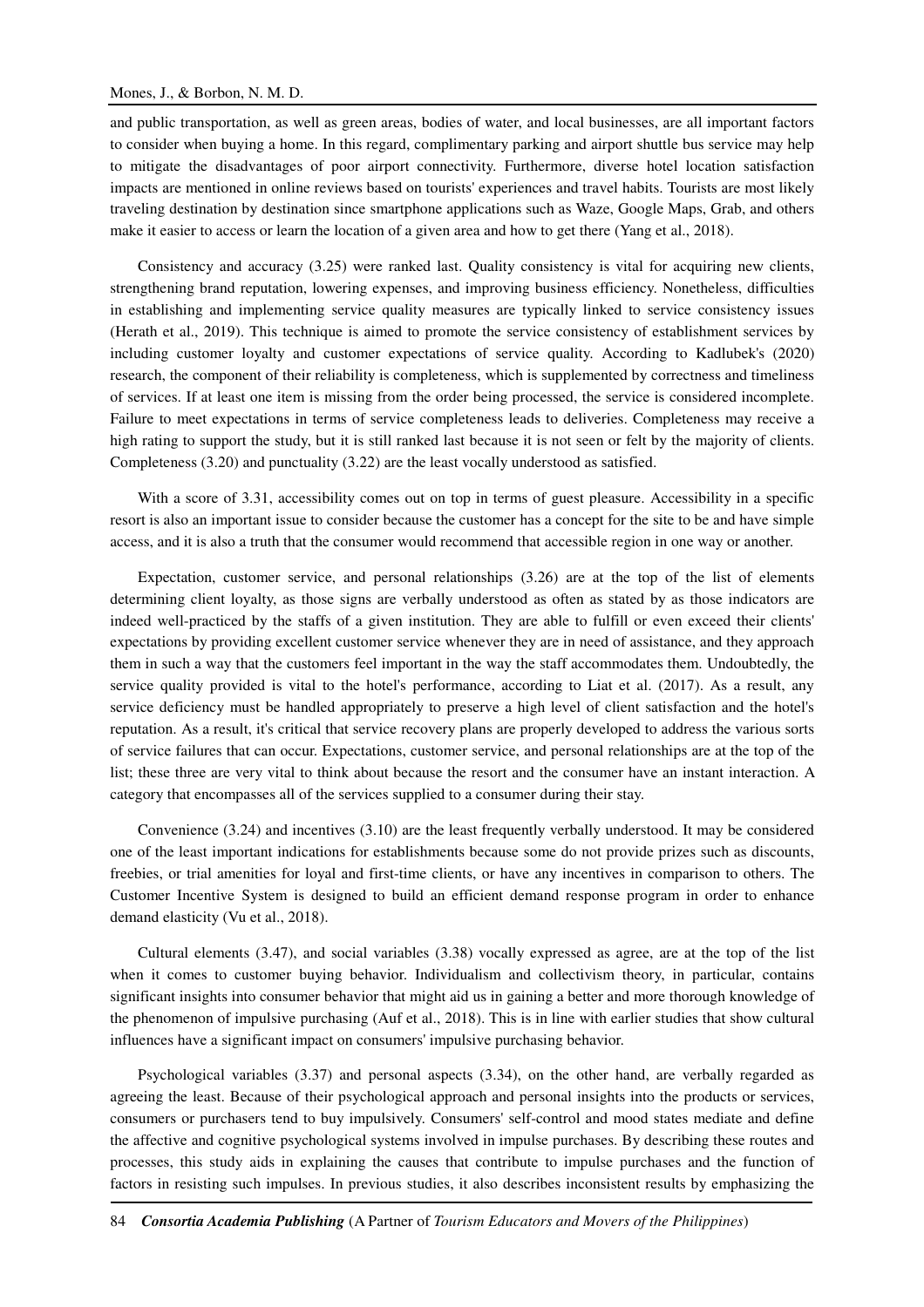and public transportation, as well as green areas, bodies of water, and local businesses, are all important factors to consider when buying a home. In this regard, complimentary parking and airport shuttle bus service may help to mitigate the disadvantages of poor airport connectivity. Furthermore, diverse hotel location satisfaction impacts are mentioned in online reviews based on tourists' experiences and travel habits. Tourists are most likely traveling destination by destination since smartphone applications such as Waze, Google Maps, Grab, and others make it easier to access or learn the location of a given area and how to get there (Yang et al., 2018).

Consistency and accuracy (3.25) were ranked last. Quality consistency is vital for acquiring new clients, strengthening brand reputation, lowering expenses, and improving business efficiency. Nonetheless, difficulties in establishing and implementing service quality measures are typically linked to service consistency issues (Herath et al., 2019). This technique is aimed to promote the service consistency of establishment services by including customer loyalty and customer expectations of service quality. According to Kadlubek's (2020) research, the component of their reliability is completeness, which is supplemented by correctness and timeliness of services. If at least one item is missing from the order being processed, the service is considered incomplete. Failure to meet expectations in terms of service completeness leads to deliveries. Completeness may receive a high rating to support the study, but it is still ranked last because it is not seen or felt by the majority of clients. Completeness (3.20) and punctuality (3.22) are the least vocally understood as satisfied.

With a score of 3.31, accessibility comes out on top in terms of guest pleasure. Accessibility in a specific resort is also an important issue to consider because the customer has a concept for the site to be and have simple access, and it is also a truth that the consumer would recommend that accessible region in one way or another.

Expectation, customer service, and personal relationships (3.26) are at the top of the list of elements determining client loyalty, as those signs are verbally understood as often as stated by as those indicators are indeed well-practiced by the staffs of a given institution. They are able to fulfill or even exceed their clients' expectations by providing excellent customer service whenever they are in need of assistance, and they approach them in such a way that the customers feel important in the way the staff accommodates them. Undoubtedly, the service quality provided is vital to the hotel's performance, according to Liat et al. (2017). As a result, any service deficiency must be handled appropriately to preserve a high level of client satisfaction and the hotel's reputation. As a result, it's critical that service recovery plans are properly developed to address the various sorts of service failures that can occur. Expectations, customer service, and personal relationships are at the top of the list; these three are very vital to think about because the resort and the consumer have an instant interaction. A category that encompasses all of the services supplied to a consumer during their stay.

Convenience (3.24) and incentives (3.10) are the least frequently verbally understood. It may be considered one of the least important indications for establishments because some do not provide prizes such as discounts, freebies, or trial amenities for loyal and first-time clients, or have any incentives in comparison to others. The Customer Incentive System is designed to build an efficient demand response program in order to enhance demand elasticity (Vu et al., 2018).

Cultural elements (3.47), and social variables (3.38) vocally expressed as agree, are at the top of the list when it comes to customer buying behavior. Individualism and collectivism theory, in particular, contains significant insights into consumer behavior that might aid us in gaining a better and more thorough knowledge of the phenomenon of impulsive purchasing (Auf et al., 2018). This is in line with earlier studies that show cultural influences have a significant impact on consumers' impulsive purchasing behavior.

Psychological variables (3.37) and personal aspects (3.34), on the other hand, are verbally regarded as agreeing the least. Because of their psychological approach and personal insights into the products or services, consumers or purchasers tend to buy impulsively. Consumers' self-control and mood states mediate and define the affective and cognitive psychological systems involved in impulse purchases. By describing these routes and processes, this study aids in explaining the causes that contribute to impulse purchases and the function of factors in resisting such impulses. In previous studies, it also describes inconsistent results by emphasizing the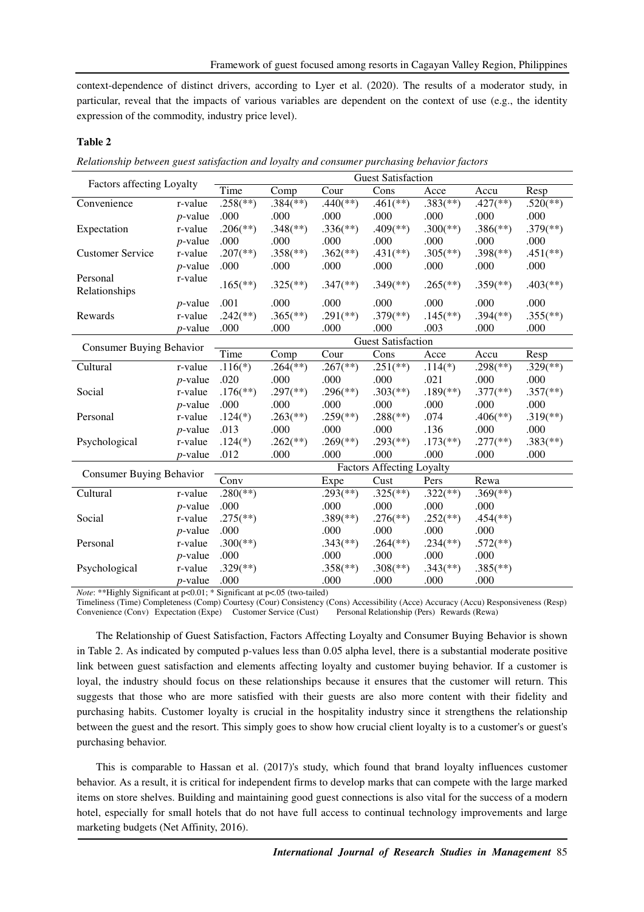context-dependence of distinct drivers, according to Lyer et al. (2020). The results of a moderator study, in particular, reveal that the impacts of various variables are dependent on the context of use (e.g., the identity expression of the commodity, industry price level).

**Table 2**

*Relationship between guest satisfaction and loyalty and consumer purchasing behavior factors*

| Factors affecting Loyalty | | Guest Satisfaction | | | | | | |
|---|---|---|---|---|---|---|---|---|
| | | Time | Comp | Cour | Cons | Acce | Accu | Resp |
| Convenience | r-value | .258(**) | .384(**) | .440(**) | .461(**) | .383(**) | .427(**) | .520(**) |
| | *p*-value | .000 | .000 | .000 | .000 | .000 | .000 | .000 |
| Expectation | r-value | .206(**) | .348(**) | .336(**) | .409(**) | .300(**) | .386(**) | .379(**) |
| | *p*-value | .000 | .000 | .000 | .000 | .000 | .000 | .000 |
| Customer Service | r-value | .207(**) | .358(**) | .362(**) | .431(**) | .305(**) | .398(**) | .451(**) |
| | *p*-value | .000 | .000 | .000 | .000 | .000 | .000 | .000 |
| Personal Relationships | r-value | .165(**) | .325(**) | .347(**) | .349(**) | .265(**) | .359(**) | .403(**) |
| | *p*-value | .001 | .000 | .000 | .000 | .000 | .000 | .000 |
| Rewards | r-value | .242(**) | .365(**) | .291(**) | .379(**) | .145(**) | .394(**) | .355(**) |
| | *p*-value | .000 | .000 | .000 | .000 | .003 | .000 | .000 |
| **Consumer Buying Behavior** | | **Guest Satisfaction** | | | | | | |
| | | Time | Comp | Cour | Cons | Acce | Accu | Resp |
| Cultural | r-value | .116(*) | .264(**) | .267(**) | .251(**) | .114(*) | .298(**) | .329(**) |
| | *p*-value | .020 | .000 | .000 | .000 | .021 | .000 | .000 |
| Social | r-value | .176(**) | .297(**) | .296(**) | .303(**) | .189(**) | .377(**) | .357(**) |
| | *p*-value | .000 | .000 | .000 | .000 | .000 | .000 | .000 |
| Personal | r-value | .124(*) | .263(**) | .259(**) | .288(**) | .074 | .406(**) | .319(**) |
| | *p*-value | .013 | .000 | .000 | .000 | .136 | .000 | .000 |
| Psychological | r-value | .124(*) | .262(**) | .269(**) | .293(**) | .173(**) | .277(**) | .383(**) |
| | *p*-value | .012 | .000 | .000 | .000 | .000 | .000 | .000 |
| **Consumer Buying Behavior** | | **Factors Affecting Loyalty** | | | | | | |
| | | Conv | | Expe | Cust | Pers | Rewa | |
| Cultural | r-value | .280(**) | | .293(**) | .325(**) | .322(**) | .369(**) | |
| | *p*-value | .000 | | .000 | .000 | .000 | .000 | |
| Social | r-value | .275(**) | | .389(**) | .276(**) | .252(**) | .454(**) | |
| | *p*-value | .000 | | .000 | .000 | .000 | .000 | |
| Personal | r-value | .300(**) | | .343(**) | .264(**) | .234(**) | .572(**) | |
| | *p*-value | .000 | | .000 | .000 | .000 | .000 | |
| Psychological | r-value | .329(**) | | .358(**) | .308(**) | .343(**) | .385(**) | |
| | *p*-value | .000 | | .000 | .000 | .000 | .000 | |

*Note*: **Highly Significant at p<0.01; * Significant at p<.05 (two-tailed)
Timeliness (Time) Completeness (Comp) Courtesy (Cour) Consistency (Cons) Accessibility (Acce) Accuracy (Accu) Responsiveness (Resp)
Convenience (Conv) Expectation (Expe) Customer Service (Cust) Personal Relationship (Pers) Rewards (Rewa)

The Relationship of Guest Satisfaction, Factors Affecting Loyalty and Consumer Buying Behavior is shown in Table 2. As indicated by computed p-values less than 0.05 alpha level, there is a substantial moderate positive link between guest satisfaction and elements affecting loyalty and customer buying behavior. If a customer is loyal, the industry should focus on these relationships because it ensures that the customer will return. This suggests that those who are more satisfied with their guests are also more content with their fidelity and purchasing habits. Customer loyalty is crucial in the hospitality industry since it strengthens the relationship between the guest and the resort. This simply goes to show how crucial client loyalty is to a customer's or guest's purchasing behavior.

This is comparable to Hassan et al. (2017)'s study, which found that brand loyalty influences customer behavior. As a result, it is critical for independent firms to develop marks that can compete with the large marked items on store shelves. Building and maintaining good guest connections is also vital for the success of a modern hotel, especially for small hotels that do not have full access to continual technology improvements and large marketing budgets (Net Affinity, 2016).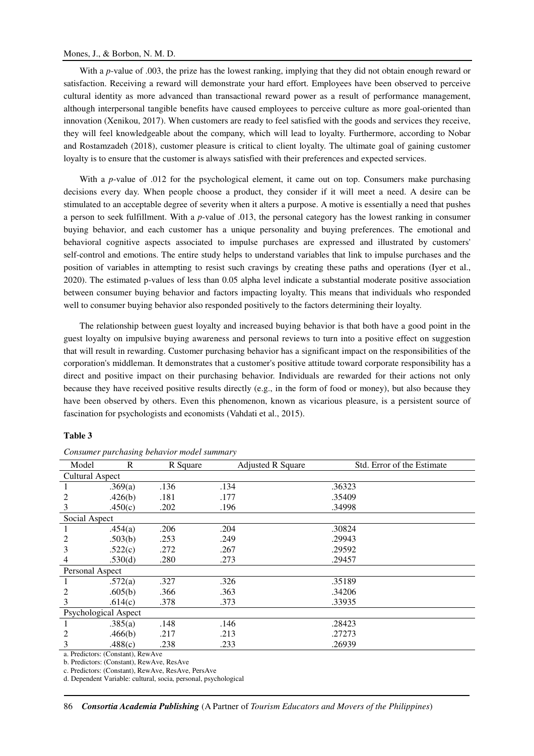With a *p*-value of .003, the prize has the lowest ranking, implying that they did not obtain enough reward or satisfaction. Receiving a reward will demonstrate your hard effort. Employees have been observed to perceive cultural identity as more advanced than transactional reward power as a result of performance management, although interpersonal tangible benefits have caused employees to perceive culture as more goal-oriented than innovation (Xenikou, 2017). When customers are ready to feel satisfied with the goods and services they receive, they will feel knowledgeable about the company, which will lead to loyalty. Furthermore, according to Nobar and Rostamzadeh (2018), customer pleasure is critical to client loyalty. The ultimate goal of gaining customer loyalty is to ensure that the customer is always satisfied with their preferences and expected services.

With a *p*-value of .012 for the psychological element, it came out on top. Consumers make purchasing decisions every day. When people choose a product, they consider if it will meet a need. A desire can be stimulated to an acceptable degree of severity when it alters a purpose. A motive is essentially a need that pushes a person to seek fulfillment. With a *p*-value of .013, the personal category has the lowest ranking in consumer buying behavior, and each customer has a unique personality and buying preferences. The emotional and behavioral cognitive aspects associated to impulse purchases are expressed and illustrated by customers' self-control and emotions. The entire study helps to understand variables that link to impulse purchases and the position of variables in attempting to resist such cravings by creating these paths and operations (Iyer et al., 2020). The estimated p-values of less than 0.05 alpha level indicate a substantial moderate positive association between consumer buying behavior and factors impacting loyalty. This means that individuals who responded well to consumer buying behavior also responded positively to the factors determining their loyalty.

The relationship between guest loyalty and increased buying behavior is that both have a good point in the guest loyalty on impulsive buying awareness and personal reviews to turn into a positive effect on suggestion that will result in rewarding. Customer purchasing behavior has a significant impact on the responsibilities of the corporation's middleman. It demonstrates that a customer's positive attitude toward corporate responsibility has a direct and positive impact on their purchasing behavior. Individuals are rewarded for their actions not only because they have received positive results directly (e.g., in the form of food or money), but also because they have been observed by others. Even this phenomenon, known as vicarious pleasure, is a persistent source of fascination for psychologists and economists (Vahdati et al., 2015).

**Table 3**

*Consumer purchasing behavior model summary*

| Model | R | R Square | Adjusted R Square | Std. Error of the Estimate |
|---|---|---|---|---|
| Cultural Aspect | | | | |
| 1 | .369(a) | .136 | .134 | .36323 |
| 2 | .426(b) | .181 | .177 | .35409 |
| 3 | .450(c) | .202 | .196 | .34998 |
| Social Aspect | | | | |
| 1 | .454(a) | .206 | .204 | .30824 |
| 2 | .503(b) | .253 | .249 | .29943 |
| 3 | .522(c) | .272 | .267 | .29592 |
| 4 | .530(d) | .280 | .273 | .29457 |
| Personal Aspect | | | | |
| 1 | .572(a) | .327 | .326 | .35189 |
| 2 | .605(b) | .366 | .363 | .34206 |
| 3 | .614(c) | .378 | .373 | .33935 |
| Psychological Aspect | | | | |
| 1 | .385(a) | .148 | .146 | .28423 |
| 2 | .466(b) | .217 | .213 | .27273 |
| 3 | .488(c) | .238 | .233 | .26939 |

a. Predictors: (Constant), RewAve
b. Predictors: (Constant), RewAve, ResAve
c. Predictors: (Constant), RewAve, ResAve, PersAve
d. Dependent Variable: cultural, socia, personal, psychological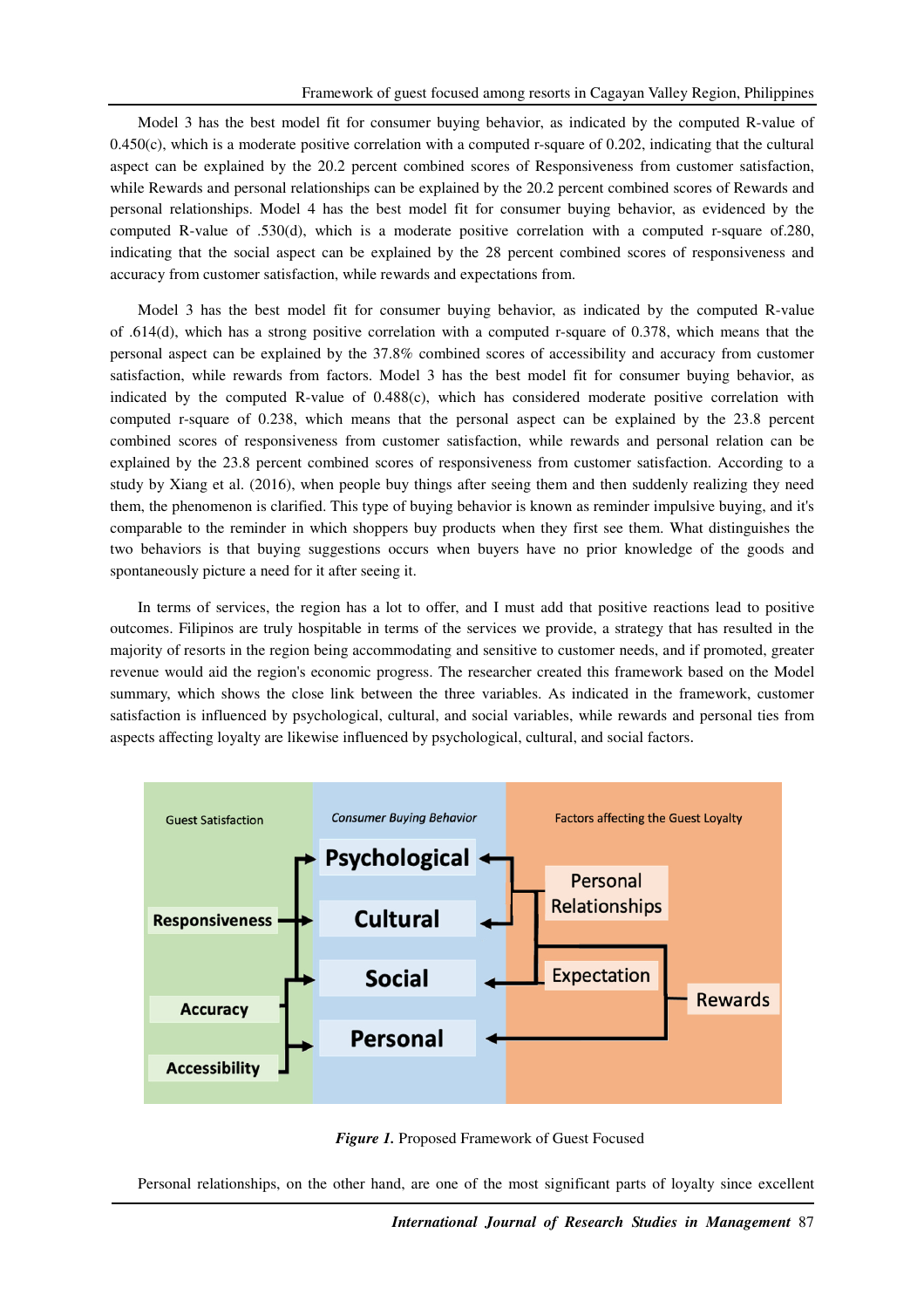Model 3 has the best model fit for consumer buying behavior, as indicated by the computed R-value of 0.450(c), which is a moderate positive correlation with a computed r-square of 0.202, indicating that the cultural aspect can be explained by the 20.2 percent combined scores of Responsiveness from customer satisfaction, while Rewards and personal relationships can be explained by the 20.2 percent combined scores of Rewards and personal relationships. Model 4 has the best model fit for consumer buying behavior, as evidenced by the computed R-value of .530(d), which is a moderate positive correlation with a computed r-square of.280, indicating that the social aspect can be explained by the 28 percent combined scores of responsiveness and accuracy from customer satisfaction, while rewards and expectations from.

Model 3 has the best model fit for consumer buying behavior, as indicated by the computed R-value of .614(d), which has a strong positive correlation with a computed r-square of 0.378, which means that the personal aspect can be explained by the 37.8% combined scores of accessibility and accuracy from customer satisfaction, while rewards from factors. Model 3 has the best model fit for consumer buying behavior, as indicated by the computed R-value of 0.488(c), which has considered moderate positive correlation with computed r-square of 0.238, which means that the personal aspect can be explained by the 23.8 percent combined scores of responsiveness from customer satisfaction, while rewards and personal relation can be explained by the 23.8 percent combined scores of responsiveness from customer satisfaction. According to a study by Xiang et al. (2016), when people buy things after seeing them and then suddenly realizing they need them, the phenomenon is clarified. This type of buying behavior is known as reminder impulsive buying, and it's comparable to the reminder in which shoppers buy products when they first see them. What distinguishes the two behaviors is that buying suggestions occurs when buyers have no prior knowledge of the goods and spontaneously picture a need for it after seeing it.

In terms of services, the region has a lot to offer, and I must add that positive reactions lead to positive outcomes. Filipinos are truly hospitable in terms of the services we provide, a strategy that has resulted in the majority of resorts in the region being accommodating and sensitive to customer needs, and if promoted, greater revenue would aid the region's economic progress. The researcher created this framework based on the Model summary, which shows the close link between the three variables. As indicated in the framework, customer satisfaction is influenced by psychological, cultural, and social variables, while rewards and personal ties from aspects affecting loyalty are likewise influenced by psychological, cultural, and social factors.

***Figure 1.*** Proposed Framework of Guest Focused

Personal relationships, on the other hand, are one of the most significant parts of loyalty since excellent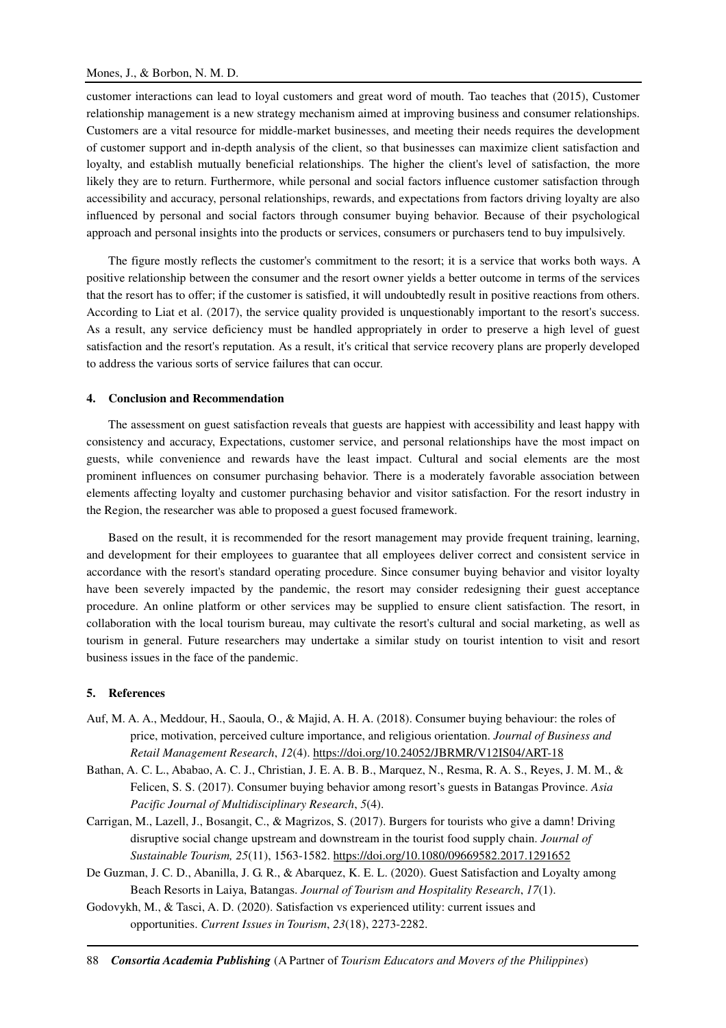customer interactions can lead to loyal customers and great word of mouth. Tao teaches that (2015), Customer relationship management is a new strategy mechanism aimed at improving business and consumer relationships. Customers are a vital resource for middle-market businesses, and meeting their needs requires the development of customer support and in-depth analysis of the client, so that businesses can maximize client satisfaction and loyalty, and establish mutually beneficial relationships. The higher the client's level of satisfaction, the more likely they are to return. Furthermore, while personal and social factors influence customer satisfaction through accessibility and accuracy, personal relationships, rewards, and expectations from factors driving loyalty are also influenced by personal and social factors through consumer buying behavior. Because of their psychological approach and personal insights into the products or services, consumers or purchasers tend to buy impulsively.

The figure mostly reflects the customer's commitment to the resort; it is a service that works both ways. A positive relationship between the consumer and the resort owner yields a better outcome in terms of the services that the resort has to offer; if the customer is satisfied, it will undoubtedly result in positive reactions from others. According to Liat et al. (2017), the service quality provided is unquestionably important to the resort's success. As a result, any service deficiency must be handled appropriately in order to preserve a high level of guest satisfaction and the resort's reputation. As a result, it's critical that service recovery plans are properly developed to address the various sorts of service failures that can occur.

## 4. Conclusion and Recommendation

The assessment on guest satisfaction reveals that guests are happiest with accessibility and least happy with consistency and accuracy, Expectations, customer service, and personal relationships have the most impact on guests, while convenience and rewards have the least impact. Cultural and social elements are the most prominent influences on consumer purchasing behavior. There is a moderately favorable association between elements affecting loyalty and customer purchasing behavior and visitor satisfaction. For the resort industry in the Region, the researcher was able to proposed a guest focused framework.

Based on the result, it is recommended for the resort management may provide frequent training, learning, and development for their employees to guarantee that all employees deliver correct and consistent service in accordance with the resort's standard operating procedure. Since consumer buying behavior and visitor loyalty have been severely impacted by the pandemic, the resort may consider redesigning their guest acceptance procedure. An online platform or other services may be supplied to ensure client satisfaction. The resort, in collaboration with the local tourism bureau, may cultivate the resort's cultural and social marketing, as well as tourism in general. Future researchers may undertake a similar study on tourist intention to visit and resort business issues in the face of the pandemic.

## 5. References

Auf, M. A. A., Meddour, H., Saoula, O., & Majid, A. H. A. (2018). Consumer buying behaviour: the roles of price, motivation, perceived culture importance, and religious orientation. *Journal of Business and Retail Management Research*, *12*(4). https://doi.org/10.24052/JBRMR/V12IS04/ART-18

Bathan, A. C. L., Ababao, A. C. J., Christian, J. E. A. B. B., Marquez, N., Resma, R. A. S., Reyes, J. M. M., & Felicen, S. S. (2017). Consumer buying behavior among resort's guests in Batangas Province. *Asia Pacific Journal of Multidisciplinary Research*, *5*(4).

Carrigan, M., Lazell, J., Bosangit, C., & Magrizos, S. (2017). Burgers for tourists who give a damn! Driving disruptive social change upstream and downstream in the tourist food supply chain. *Journal of Sustainable Tourism, 25*(11), 1563-1582. https://doi.org/10.1080/09669582.2017.1291652

De Guzman, J. C. D., Abanilla, J. G. R., & Abarquez, K. E. L. (2020). Guest Satisfaction and Loyalty among Beach Resorts in Laiya, Batangas. *Journal of Tourism and Hospitality Research*, *17*(1).

Godovykh, M., & Tasci, A. D. (2020). Satisfaction vs experienced utility: current issues and opportunities. *Current Issues in Tourism*, *23*(18), 2273-2282.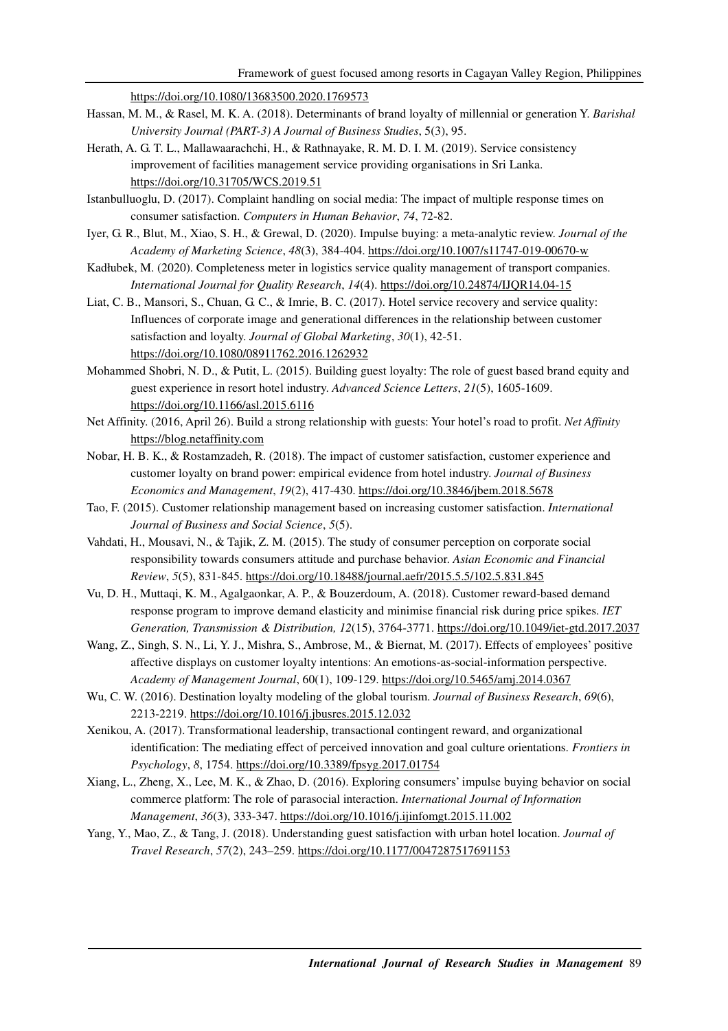https://doi.org/10.1080/13683500.2020.1769573

Hassan, M. M., & Rasel, M. K. A. (2018). Determinants of brand loyalty of millennial or generation Y. *Barishal University Journal (PART-3) A Journal of Business Studies*, 5(3), 95.

Herath, A. G. T. L., Mallawaarachchi, H., & Rathnayake, R. M. D. I. M. (2019). Service consistency improvement of facilities management service providing organisations in Sri Lanka. https://doi.org/10.31705/WCS.2019.51

Istanbulluoglu, D. (2017). Complaint handling on social media: The impact of multiple response times on consumer satisfaction. *Computers in Human Behavior*, *74*, 72-82.

Iyer, G. R., Blut, M., Xiao, S. H., & Grewal, D. (2020). Impulse buying: a meta-analytic review. *Journal of the Academy of Marketing Science*, *48*(3), 384-404. https://doi.org/10.1007/s11747-019-00670-w

Kadłubek, M. (2020). Completeness meter in logistics service quality management of transport companies. *International Journal for Quality Research*, *14*(4). https://doi.org/10.24874/IJQR14.04-15

Liat, C. B., Mansori, S., Chuan, G. C., & Imrie, B. C. (2017). Hotel service recovery and service quality: Influences of corporate image and generational differences in the relationship between customer satisfaction and loyalty. *Journal of Global Marketing*, *30*(1), 42-51. https://doi.org/10.1080/08911762.2016.1262932

Mohammed Shobri, N. D., & Putit, L. (2015). Building guest loyalty: The role of guest based brand equity and guest experience in resort hotel industry. *Advanced Science Letters*, *21*(5), 1605-1609. https://doi.org/10.1166/asl.2015.6116

Net Affinity. (2016, April 26). Build a strong relationship with guests: Your hotel's road to profit. *Net Affinity* https://blog.netaffinity.com

Nobar, H. B. K., & Rostamzadeh, R. (2018). The impact of customer satisfaction, customer experience and customer loyalty on brand power: empirical evidence from hotel industry. *Journal of Business Economics and Management*, *19*(2), 417-430. https://doi.org/10.3846/jbem.2018.5678

Tao, F. (2015). Customer relationship management based on increasing customer satisfaction. *International Journal of Business and Social Science*, *5*(5).

Vahdati, H., Mousavi, N., & Tajik, Z. M. (2015). The study of consumer perception on corporate social responsibility towards consumers attitude and purchase behavior. *Asian Economic and Financial Review*, *5*(5), 831-845. https://doi.org/10.18488/journal.aefr/2015.5.5/102.5.831.845

Vu, D. H., Muttaqi, K. M., Agalgaonkar, A. P., & Bouzerdoum, A. (2018). Customer reward-based demand response program to improve demand elasticity and minimise financial risk during price spikes. *IET Generation, Transmission & Distribution, 12*(15), 3764-3771. https://doi.org/10.1049/iet-gtd.2017.2037

Wang, Z., Singh, S. N., Li, Y. J., Mishra, S., Ambrose, M., & Biernat, M. (2017). Effects of employees' positive affective displays on customer loyalty intentions: An emotions-as-social-information perspective. *Academy of Management Journal*, 60(1), 109-129. https://doi.org/10.5465/amj.2014.0367

Wu, C. W. (2016). Destination loyalty modeling of the global tourism. *Journal of Business Research*, *69*(6), 2213-2219. https://doi.org/10.1016/j.jbusres.2015.12.032

Xenikou, A. (2017). Transformational leadership, transactional contingent reward, and organizational identification: The mediating effect of perceived innovation and goal culture orientations. *Frontiers in Psychology*, *8*, 1754. https://doi.org/10.3389/fpsyg.2017.01754

Xiang, L., Zheng, X., Lee, M. K., & Zhao, D. (2016). Exploring consumers' impulse buying behavior on social commerce platform: The role of parasocial interaction. *International Journal of Information Management*, *36*(3), 333-347. https://doi.org/10.1016/j.ijinfomgt.2015.11.002

Yang, Y., Mao, Z., & Tang, J. (2018). Understanding guest satisfaction with urban hotel location. *Journal of Travel Research*, *57*(2), 243–259. https://doi.org/10.1177/0047287517691153